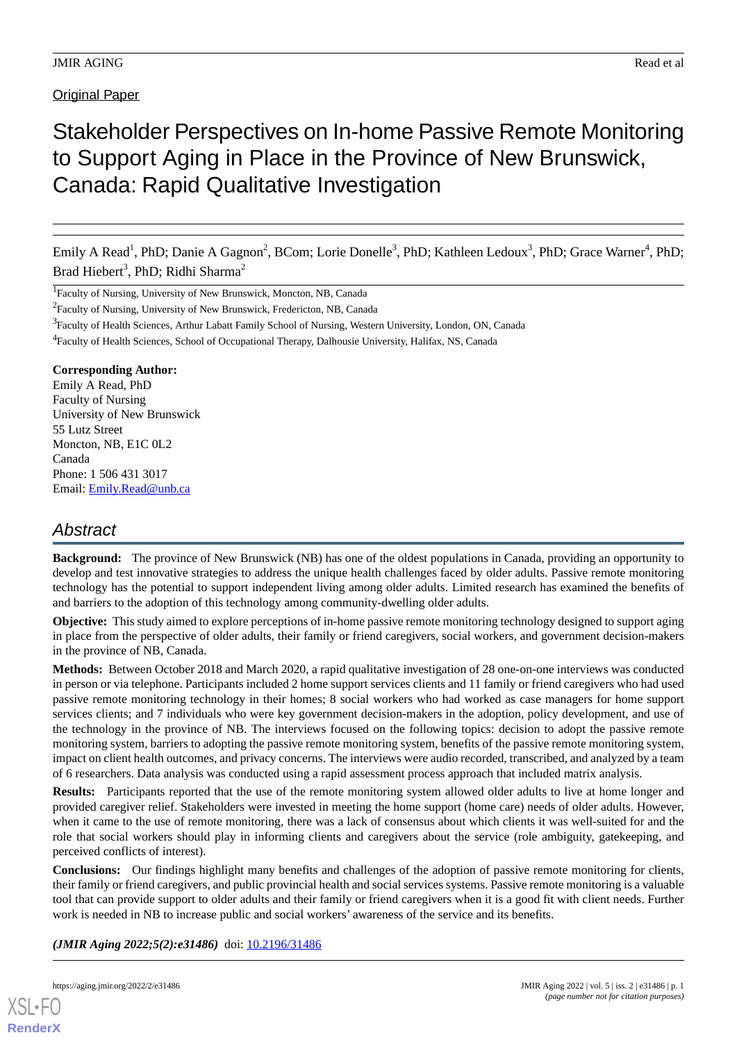Original Paper

# Stakeholder Perspectives on In-home Passive Remote Monitoring to Support Aging in Place in the Province of New Brunswick, Canada: Rapid Qualitative Investigation

Emily A Read[1], PhD; Danie A Gagnon[2], BCom; Lorie Donelle[3], PhD; Kathleen Ledoux[3], PhD; Grace Warner[4], PhD; Brad Hiebert[3], PhD; Ridhi Sharma[2]

[1]Faculty of Nursing, University of New Brunswick, Moncton, NB, Canada

[2]Faculty of Nursing, University of New Brunswick, Fredericton, NB, Canada

[3]Faculty of Health Sciences, Arthur Labatt Family School of Nursing, Western University, London, ON, Canada

[4]Faculty of Health Sciences, School of Occupational Therapy, Dalhousie University, Halifax, NS, Canada

**Corresponding Author:**
Emily A Read, PhD
Faculty of Nursing
University of New Brunswick
55 Lutz Street
Moncton, NB, E1C 0L2
Canada
Phone: 1 506 431 3017
Email: Emily.Read@unb.ca

## Abstract

**Background:** The province of New Brunswick (NB) has one of the oldest populations in Canada, providing an opportunity to develop and test innovative strategies to address the unique health challenges faced by older adults. Passive remote monitoring technology has the potential to support independent living among older adults. Limited research has examined the benefits of and barriers to the adoption of this technology among community-dwelling older adults.

**Objective:** This study aimed to explore perceptions of in-home passive remote monitoring technology designed to support aging in place from the perspective of older adults, their family or friend caregivers, social workers, and government decision-makers in the province of NB, Canada.

**Methods:** Between October 2018 and March 2020, a rapid qualitative investigation of 28 one-on-one interviews was conducted in person or via telephone. Participants included 2 home support services clients and 11 family or friend caregivers who had used passive remote monitoring technology in their homes; 8 social workers who had worked as case managers for home support services clients; and 7 individuals who were key government decision-makers in the adoption, policy development, and use of the technology in the province of NB. The interviews focused on the following topics: decision to adopt the passive remote monitoring system, barriers to adopting the passive remote monitoring system, benefits of the passive remote monitoring system, impact on client health outcomes, and privacy concerns. The interviews were audio recorded, transcribed, and analyzed by a team of 6 researchers. Data analysis was conducted using a rapid assessment process approach that included matrix analysis.

**Results:** Participants reported that the use of the remote monitoring system allowed older adults to live at home longer and provided caregiver relief. Stakeholders were invested in meeting the home support (home care) needs of older adults. However, when it came to the use of remote monitoring, there was a lack of consensus about which clients it was well-suited for and the role that social workers should play in informing clients and caregivers about the service (role ambiguity, gatekeeping, and perceived conflicts of interest).

**Conclusions:** Our findings highlight many benefits and challenges of the adoption of passive remote monitoring for clients, their family or friend caregivers, and public provincial health and social services systems. Passive remote monitoring is a valuable tool that can provide support to older adults and their family or friend caregivers when it is a good fit with client needs. Further work is needed in NB to increase public and social workers' awareness of the service and its benefits.

***(JMIR Aging 2022;5(2):e31486)*** doi: 10.2196/31486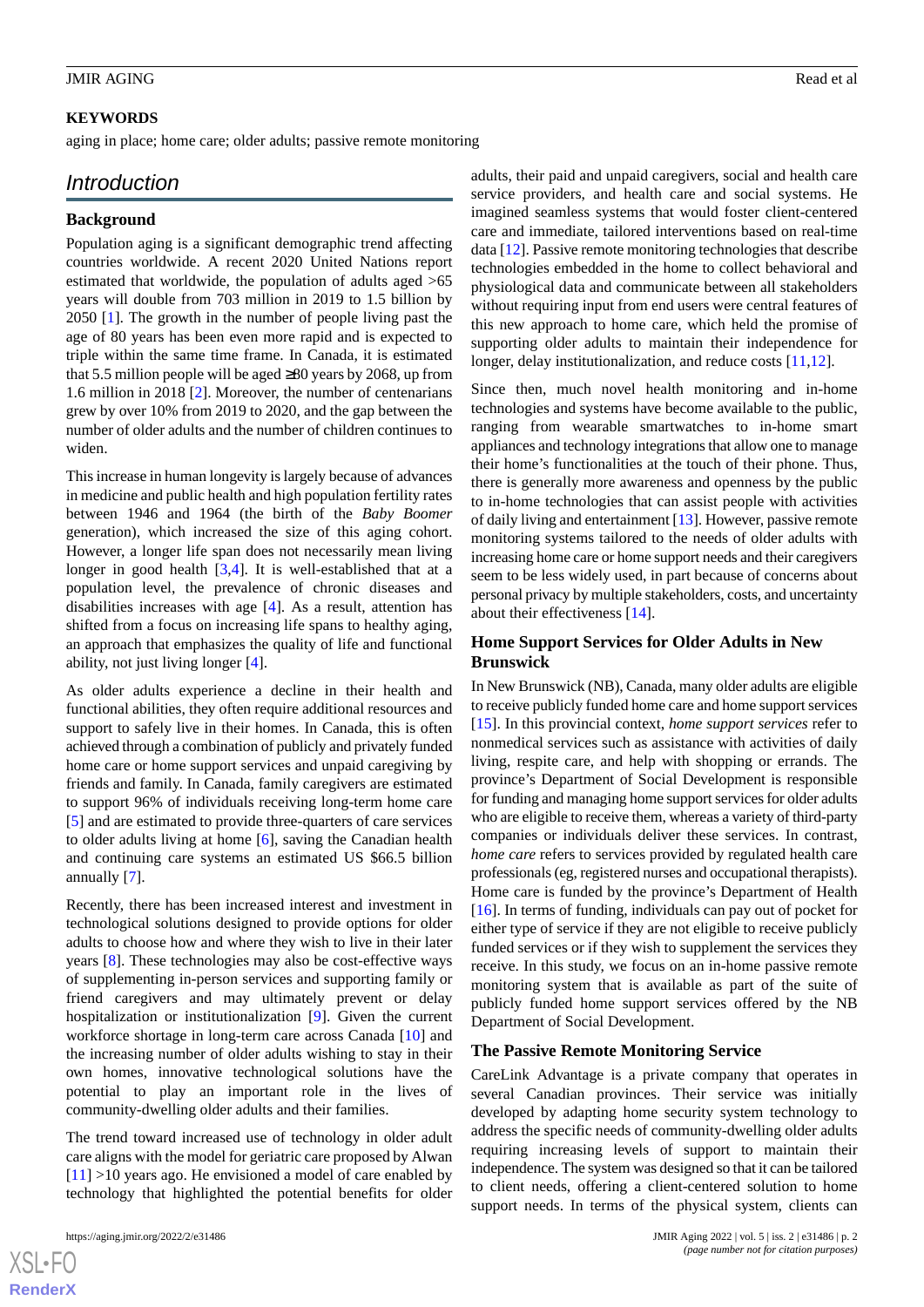## KEYWORDS

aging in place; home care; older adults; passive remote monitoring

## Introduction

### Background

Population aging is a significant demographic trend affecting countries worldwide. A recent 2020 United Nations report estimated that worldwide, the population of adults aged >65 years will double from 703 million in 2019 to 1.5 billion by 2050 [1]. The growth in the number of people living past the age of 80 years has been even more rapid and is expected to triple within the same time frame. In Canada, it is estimated that 5.5 million people will be aged ≥80 years by 2068, up from 1.6 million in 2018 [2]. Moreover, the number of centenarians grew by over 10% from 2019 to 2020, and the gap between the number of older adults and the number of children continues to widen.

This increase in human longevity is largely because of advances in medicine and public health and high population fertility rates between 1946 and 1964 (the birth of the *Baby Boomer* generation), which increased the size of this aging cohort. However, a longer life span does not necessarily mean living longer in good health [3,4]. It is well-established that at a population level, the prevalence of chronic diseases and disabilities increases with age [4]. As a result, attention has shifted from a focus on increasing life spans to healthy aging, an approach that emphasizes the quality of life and functional ability, not just living longer [4].

As older adults experience a decline in their health and functional abilities, they often require additional resources and support to safely live in their homes. In Canada, this is often achieved through a combination of publicly and privately funded home care or home support services and unpaid caregiving by friends and family. In Canada, family caregivers are estimated to support 96% of individuals receiving long-term home care [5] and are estimated to provide three-quarters of care services to older adults living at home [6], saving the Canadian health and continuing care systems an estimated US $66.5 billion annually [7].

Recently, there has been increased interest and investment in technological solutions designed to provide options for older adults to choose how and where they wish to live in their later years [8]. These technologies may also be cost-effective ways of supplementing in-person services and supporting family or friend caregivers and may ultimately prevent or delay hospitalization or institutionalization [9]. Given the current workforce shortage in long-term care across Canada [10] and the increasing number of older adults wishing to stay in their own homes, innovative technological solutions have the potential to play an important role in the lives of community-dwelling older adults and their families.

The trend toward increased use of technology in older adult care aligns with the model for geriatric care proposed by Alwan [11] >10 years ago. He envisioned a model of care enabled by technology that highlighted the potential benefits for older adults, their paid and unpaid caregivers, social and health care service providers, and health care and social systems. He imagined seamless systems that would foster client-centered care and immediate, tailored interventions based on real-time data [12]. Passive remote monitoring technologies that describe technologies embedded in the home to collect behavioral and physiological data and communicate between all stakeholders without requiring input from end users were central features of this new approach to home care, which held the promise of supporting older adults to maintain their independence for longer, delay institutionalization, and reduce costs [11,12].

Since then, much novel health monitoring and in-home technologies and systems have become available to the public, ranging from wearable smartwatches to in-home smart appliances and technology integrations that allow one to manage their home's functionalities at the touch of their phone. Thus, there is generally more awareness and openness by the public to in-home technologies that can assist people with activities of daily living and entertainment [13]. However, passive remote monitoring systems tailored to the needs of older adults with increasing home care or home support needs and their caregivers seem to be less widely used, in part because of concerns about personal privacy by multiple stakeholders, costs, and uncertainty about their effectiveness [14].

### Home Support Services for Older Adults in New Brunswick

In New Brunswick (NB), Canada, many older adults are eligible to receive publicly funded home care and home support services [15]. In this provincial context, *home support services* refer to nonmedical services such as assistance with activities of daily living, respite care, and help with shopping or errands. The province's Department of Social Development is responsible for funding and managing home support services for older adults who are eligible to receive them, whereas a variety of third-party companies or individuals deliver these services. In contrast, *home care* refers to services provided by regulated health care professionals (eg, registered nurses and occupational therapists). Home care is funded by the province's Department of Health [16]. In terms of funding, individuals can pay out of pocket for either type of service if they are not eligible to receive publicly funded services or if they wish to supplement the services they receive. In this study, we focus on an in-home passive remote monitoring system that is available as part of the suite of publicly funded home support services offered by the NB Department of Social Development.

### The Passive Remote Monitoring Service

CareLink Advantage is a private company that operates in several Canadian provinces. Their service was initially developed by adapting home security system technology to address the specific needs of community-dwelling older adults requiring increasing levels of support to maintain their independence. The system was designed so that it can be tailored to client needs, offering a client-centered solution to home support needs. In terms of the physical system, clients can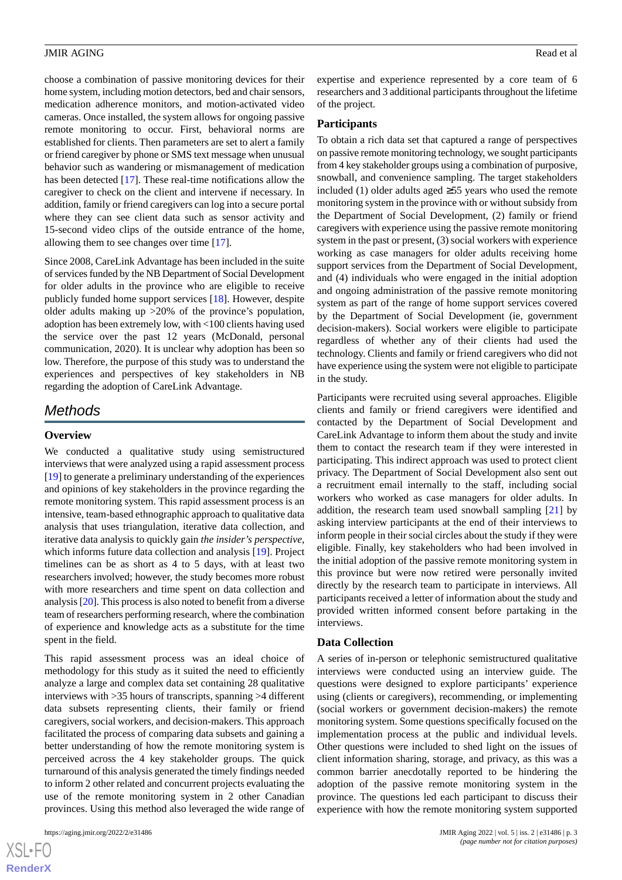choose a combination of passive monitoring devices for their home system, including motion detectors, bed and chair sensors, medication adherence monitors, and motion-activated video cameras. Once installed, the system allows for ongoing passive remote monitoring to occur. First, behavioral norms are established for clients. Then parameters are set to alert a family or friend caregiver by phone or SMS text message when unusual behavior such as wandering or mismanagement of medication has been detected [17]. These real-time notifications allow the caregiver to check on the client and intervene if necessary. In addition, family or friend caregivers can log into a secure portal where they can see client data such as sensor activity and 15-second video clips of the outside entrance of the home, allowing them to see changes over time [17].

Since 2008, CareLink Advantage has been included in the suite of services funded by the NB Department of Social Development for older adults in the province who are eligible to receive publicly funded home support services [18]. However, despite older adults making up >20% of the province's population, adoption has been extremely low, with <100 clients having used the service over the past 12 years (McDonald, personal communication, 2020). It is unclear why adoption has been so low. Therefore, the purpose of this study was to understand the experiences and perspectives of key stakeholders in NB regarding the adoption of CareLink Advantage.

## Methods

### Overview

We conducted a qualitative study using semistructured interviews that were analyzed using a rapid assessment process [19] to generate a preliminary understanding of the experiences and opinions of key stakeholders in the province regarding the remote monitoring system. This rapid assessment process is an intensive, team-based ethnographic approach to qualitative data analysis that uses triangulation, iterative data collection, and iterative data analysis to quickly gain *the insider's perspective*, which informs future data collection and analysis [19]. Project timelines can be as short as 4 to 5 days, with at least two researchers involved; however, the study becomes more robust with more researchers and time spent on data collection and analysis [20]. This process is also noted to benefit from a diverse team of researchers performing research, where the combination of experience and knowledge acts as a substitute for the time spent in the field.

This rapid assessment process was an ideal choice of methodology for this study as it suited the need to efficiently analyze a large and complex data set containing 28 qualitative interviews with >35 hours of transcripts, spanning >4 different data subsets representing clients, their family or friend caregivers, social workers, and decision-makers. This approach facilitated the process of comparing data subsets and gaining a better understanding of how the remote monitoring system is perceived across the 4 key stakeholder groups. The quick turnaround of this analysis generated the timely findings needed to inform 2 other related and concurrent projects evaluating the use of the remote monitoring system in 2 other Canadian provinces. Using this method also leveraged the wide range of expertise and experience represented by a core team of 6 researchers and 3 additional participants throughout the lifetime of the project.

### Participants

To obtain a rich data set that captured a range of perspectives on passive remote monitoring technology, we sought participants from 4 key stakeholder groups using a combination of purposive, snowball, and convenience sampling. The target stakeholders included (1) older adults aged ≥55 years who used the remote monitoring system in the province with or without subsidy from the Department of Social Development, (2) family or friend caregivers with experience using the passive remote monitoring system in the past or present, (3) social workers with experience working as case managers for older adults receiving home support services from the Department of Social Development, and (4) individuals who were engaged in the initial adoption and ongoing administration of the passive remote monitoring system as part of the range of home support services covered by the Department of Social Development (ie, government decision-makers). Social workers were eligible to participate regardless of whether any of their clients had used the technology. Clients and family or friend caregivers who did not have experience using the system were not eligible to participate in the study.

Participants were recruited using several approaches. Eligible clients and family or friend caregivers were identified and contacted by the Department of Social Development and CareLink Advantage to inform them about the study and invite them to contact the research team if they were interested in participating. This indirect approach was used to protect client privacy. The Department of Social Development also sent out a recruitment email internally to the staff, including social workers who worked as case managers for older adults. In addition, the research team used snowball sampling [21] by asking interview participants at the end of their interviews to inform people in their social circles about the study if they were eligible. Finally, key stakeholders who had been involved in the initial adoption of the passive remote monitoring system in this province but were now retired were personally invited directly by the research team to participate in interviews. All participants received a letter of information about the study and provided written informed consent before partaking in the interviews.

### Data Collection

A series of in-person or telephonic semistructured qualitative interviews were conducted using an interview guide. The questions were designed to explore participants' experience using (clients or caregivers), recommending, or implementing (social workers or government decision-makers) the remote monitoring system. Some questions specifically focused on the implementation process at the public and individual levels. Other questions were included to shed light on the issues of client information sharing, storage, and privacy, as this was a common barrier anecdotally reported to be hindering the adoption of the passive remote monitoring system in the province. The questions led each participant to discuss their experience with how the remote monitoring system supported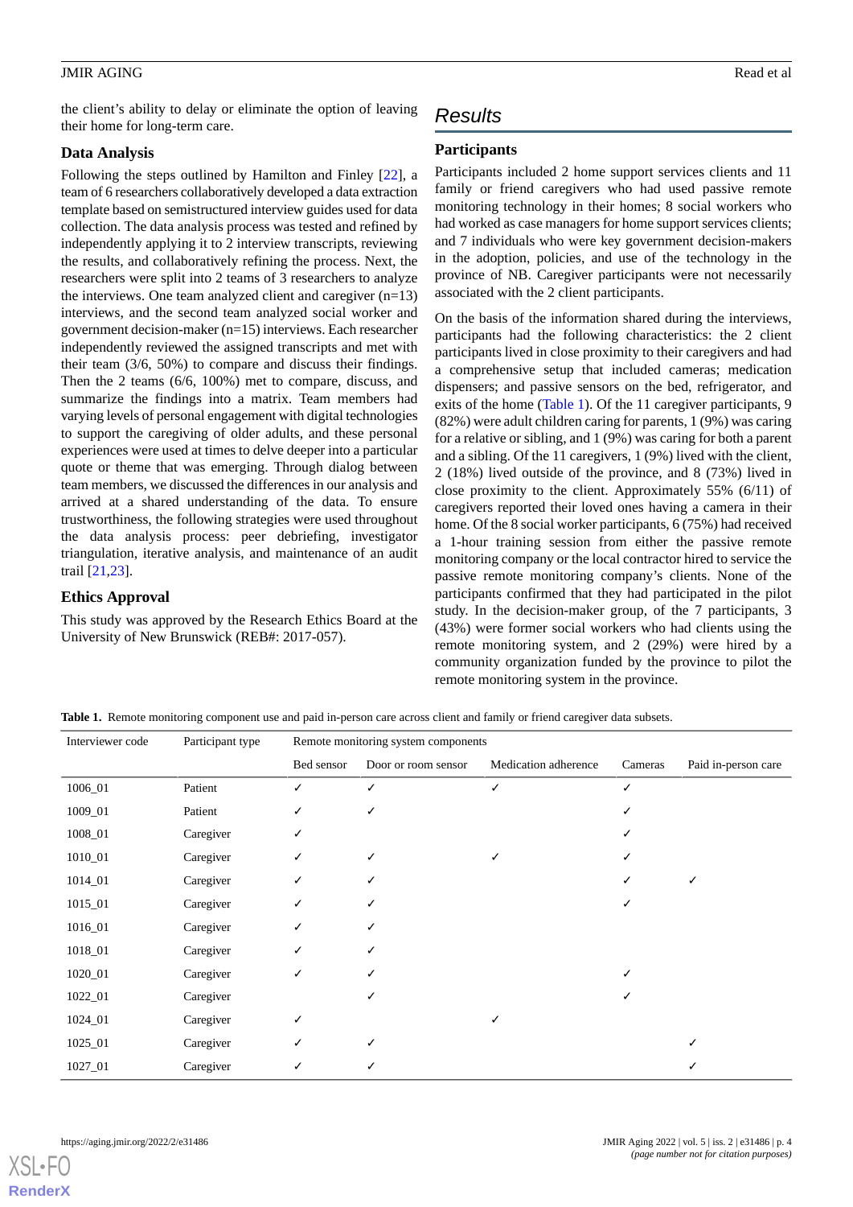the client's ability to delay or eliminate the option of leaving their home for long-term care.

### Data Analysis

Following the steps outlined by Hamilton and Finley [22], a team of 6 researchers collaboratively developed a data extraction template based on semistructured interview guides used for data collection. The data analysis process was tested and refined by independently applying it to 2 interview transcripts, reviewing the results, and collaboratively refining the process. Next, the researchers were split into 2 teams of 3 researchers to analyze the interviews. One team analyzed client and caregiver (n=13) interviews, and the second team analyzed social worker and government decision-maker (n=15) interviews. Each researcher independently reviewed the assigned transcripts and met with their team (3/6, 50%) to compare and discuss their findings. Then the 2 teams (6/6, 100%) met to compare, discuss, and summarize the findings into a matrix. Team members had varying levels of personal engagement with digital technologies to support the caregiving of older adults, and these personal experiences were used at times to delve deeper into a particular quote or theme that was emerging. Through dialog between team members, we discussed the differences in our analysis and arrived at a shared understanding of the data. To ensure trustworthiness, the following strategies were used throughout the data analysis process: peer debriefing, investigator triangulation, iterative analysis, and maintenance of an audit trail [21,23].

### Ethics Approval

This study was approved by the Research Ethics Board at the University of New Brunswick (REB#: 2017-057).

## Results

### Participants

Participants included 2 home support services clients and 11 family or friend caregivers who had used passive remote monitoring technology in their homes; 8 social workers who had worked as case managers for home support services clients; and 7 individuals who were key government decision-makers in the adoption, policies, and use of the technology in the province of NB. Caregiver participants were not necessarily associated with the 2 client participants.

On the basis of the information shared during the interviews, participants had the following characteristics: the 2 client participants lived in close proximity to their caregivers and had a comprehensive setup that included cameras; medication dispensers; and passive sensors on the bed, refrigerator, and exits of the home (Table 1). Of the 11 caregiver participants, 9 (82%) were adult children caring for parents, 1 (9%) was caring for a relative or sibling, and 1 (9%) was caring for both a parent and a sibling. Of the 11 caregivers, 1 (9%) lived with the client, 2 (18%) lived outside of the province, and 8 (73%) lived in close proximity to the client. Approximately 55% (6/11) of caregivers reported their loved ones having a camera in their home. Of the 8 social worker participants, 6 (75%) had received a 1-hour training session from either the passive remote monitoring company or the local contractor hired to service the passive remote monitoring company's clients. None of the participants confirmed that they had participated in the pilot study. In the decision-maker group, of the 7 participants, 3 (43%) were former social workers who had clients using the remote monitoring system, and 2 (29%) were hired by a community organization funded by the province to pilot the remote monitoring system in the province.

**Table 1.** Remote monitoring component use and paid in-person care across client and family or friend caregiver data subsets.

| Interviewer code | Participant type | Remote monitoring system components | | | | |
|---|---|---|---|---|---|---|
| | | Bed sensor | Door or room sensor | Medication adherence | Cameras | Paid in-person care |
| 1006_01 | Patient | ✓ | ✓ | ✓ | ✓ | |
| 1009_01 | Patient | ✓ | ✓ | | ✓ | |
| 1008_01 | Caregiver | ✓ | | | ✓ | |
| 1010_01 | Caregiver | ✓ | ✓ | ✓ | ✓ | |
| 1014_01 | Caregiver | ✓ | ✓ | | ✓ | ✓ |
| 1015_01 | Caregiver | ✓ | ✓ | | ✓ | |
| 1016_01 | Caregiver | ✓ | ✓ | | | |
| 1018_01 | Caregiver | ✓ | ✓ | | | |
| 1020_01 | Caregiver | ✓ | ✓ | | ✓ | |
| 1022_01 | Caregiver | | ✓ | | ✓ | |
| 1024_01 | Caregiver | ✓ | | ✓ | | |
| 1025_01 | Caregiver | ✓ | ✓ | | | ✓ |
| 1027_01 | Caregiver | ✓ | ✓ | | | ✓ |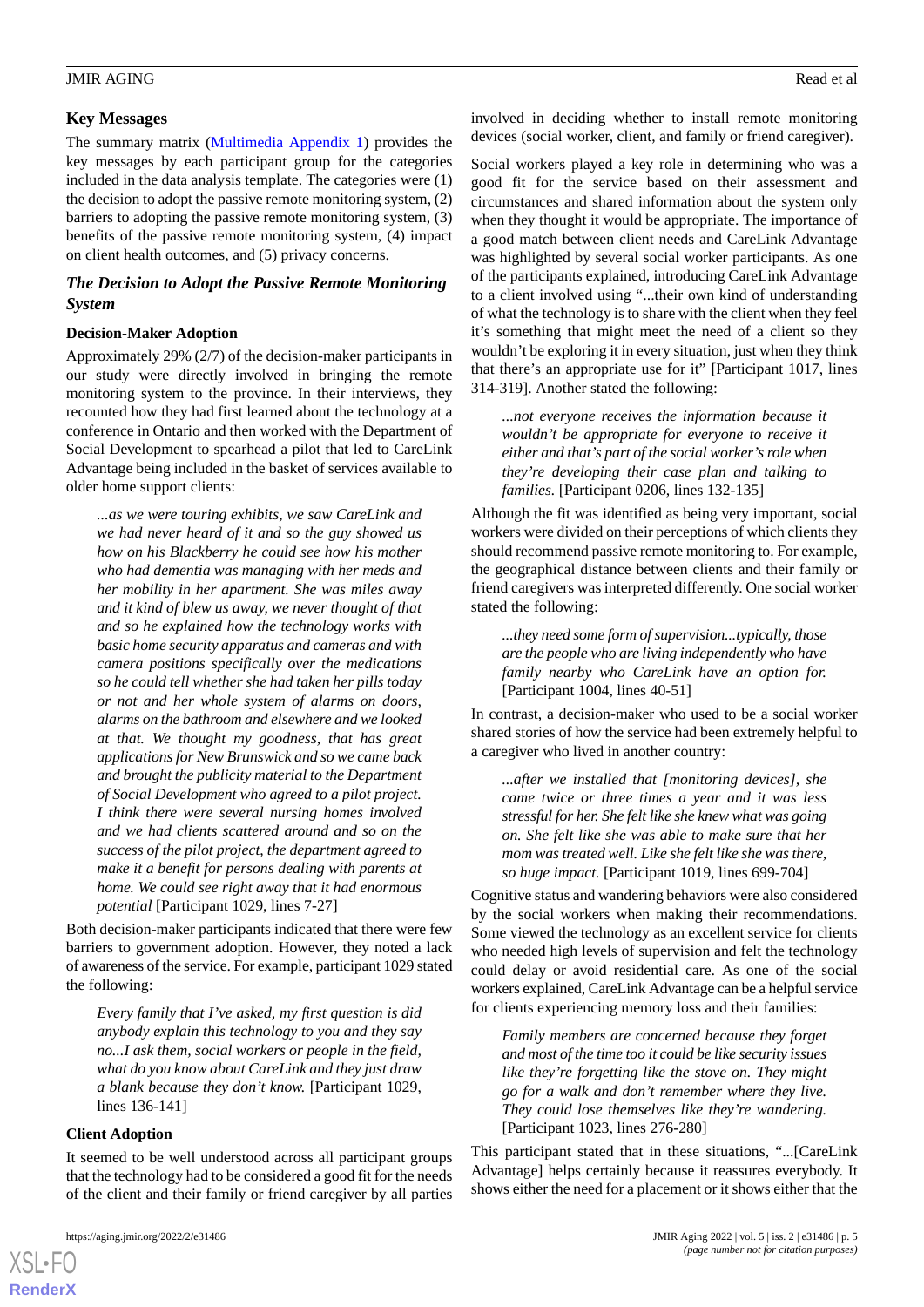## Key Messages

The summary matrix (Multimedia Appendix 1) provides the key messages by each participant group for the categories included in the data analysis template. The categories were (1) the decision to adopt the passive remote monitoring system, (2) barriers to adopting the passive remote monitoring system, (3) benefits of the passive remote monitoring system, (4) impact on client health outcomes, and (5) privacy concerns.

### *The Decision to Adopt the Passive Remote Monitoring System*

#### Decision-Maker Adoption

Approximately 29% (2/7) of the decision-maker participants in our study were directly involved in bringing the remote monitoring system to the province. In their interviews, they recounted how they had first learned about the technology at a conference in Ontario and then worked with the Department of Social Development to spearhead a pilot that led to CareLink Advantage being included in the basket of services available to older home support clients:

> *...as we were touring exhibits, we saw CareLink and we had never heard of it and so the guy showed us how on his Blackberry he could see how his mother who had dementia was managing with her meds and her mobility in her apartment. She was miles away and it kind of blew us away, we never thought of that and so he explained how the technology works with basic home security apparatus and cameras and with camera positions specifically over the medications so he could tell whether she had taken her pills today or not and her whole system of alarms on doors, alarms on the bathroom and elsewhere and we looked at that. We thought my goodness, that has great applications for New Brunswick and so we came back and brought the publicity material to the Department of Social Development who agreed to a pilot project. I think there were several nursing homes involved and we had clients scattered around and so on the success of the pilot project, the department agreed to make it a benefit for persons dealing with parents at home. We could see right away that it had enormous potential* [Participant 1029, lines 7-27]

Both decision-maker participants indicated that there were few barriers to government adoption. However, they noted a lack of awareness of the service. For example, participant 1029 stated the following:

> *Every family that I've asked, my first question is did anybody explain this technology to you and they say no...I ask them, social workers or people in the field, what do you know about CareLink and they just draw a blank because they don't know.* [Participant 1029, lines 136-141]

#### Client Adoption

It seemed to be well understood across all participant groups that the technology had to be considered a good fit for the needs of the client and their family or friend caregiver by all parties involved in deciding whether to install remote monitoring devices (social worker, client, and family or friend caregiver).

Social workers played a key role in determining who was a good fit for the service based on their assessment and circumstances and shared information about the system only when they thought it would be appropriate. The importance of a good match between client needs and CareLink Advantage was highlighted by several social worker participants. As one of the participants explained, introducing CareLink Advantage to a client involved using "...their own kind of understanding of what the technology is to share with the client when they feel it's something that might meet the need of a client so they wouldn't be exploring it in every situation, just when they think that there's an appropriate use for it" [Participant 1017, lines 314-319]. Another stated the following:

> *...not everyone receives the information because it wouldn't be appropriate for everyone to receive it either and that's part of the social worker's role when they're developing their case plan and talking to families.* [Participant 0206, lines 132-135]

Although the fit was identified as being very important, social workers were divided on their perceptions of which clients they should recommend passive remote monitoring to. For example, the geographical distance between clients and their family or friend caregivers was interpreted differently. One social worker stated the following:

> *...they need some form of supervision...typically, those are the people who are living independently who have family nearby who CareLink have an option for.* [Participant 1004, lines 40-51]

In contrast, a decision-maker who used to be a social worker shared stories of how the service had been extremely helpful to a caregiver who lived in another country:

> *...after we installed that [monitoring devices], she came twice or three times a year and it was less stressful for her. She felt like she knew what was going on. She felt like she was able to make sure that her mom was treated well. Like she felt like she was there, so huge impact.* [Participant 1019, lines 699-704]

Cognitive status and wandering behaviors were also considered by the social workers when making their recommendations. Some viewed the technology as an excellent service for clients who needed high levels of supervision and felt the technology could delay or avoid residential care. As one of the social workers explained, CareLink Advantage can be a helpful service for clients experiencing memory loss and their families:

> *Family members are concerned because they forget and most of the time too it could be like security issues like they're forgetting like the stove on. They might go for a walk and don't remember where they live. They could lose themselves like they're wandering.* [Participant 1023, lines 276-280]

This participant stated that in these situations, "...[CareLink Advantage] helps certainly because it reassures everybody. It shows either the need for a placement or it shows either that the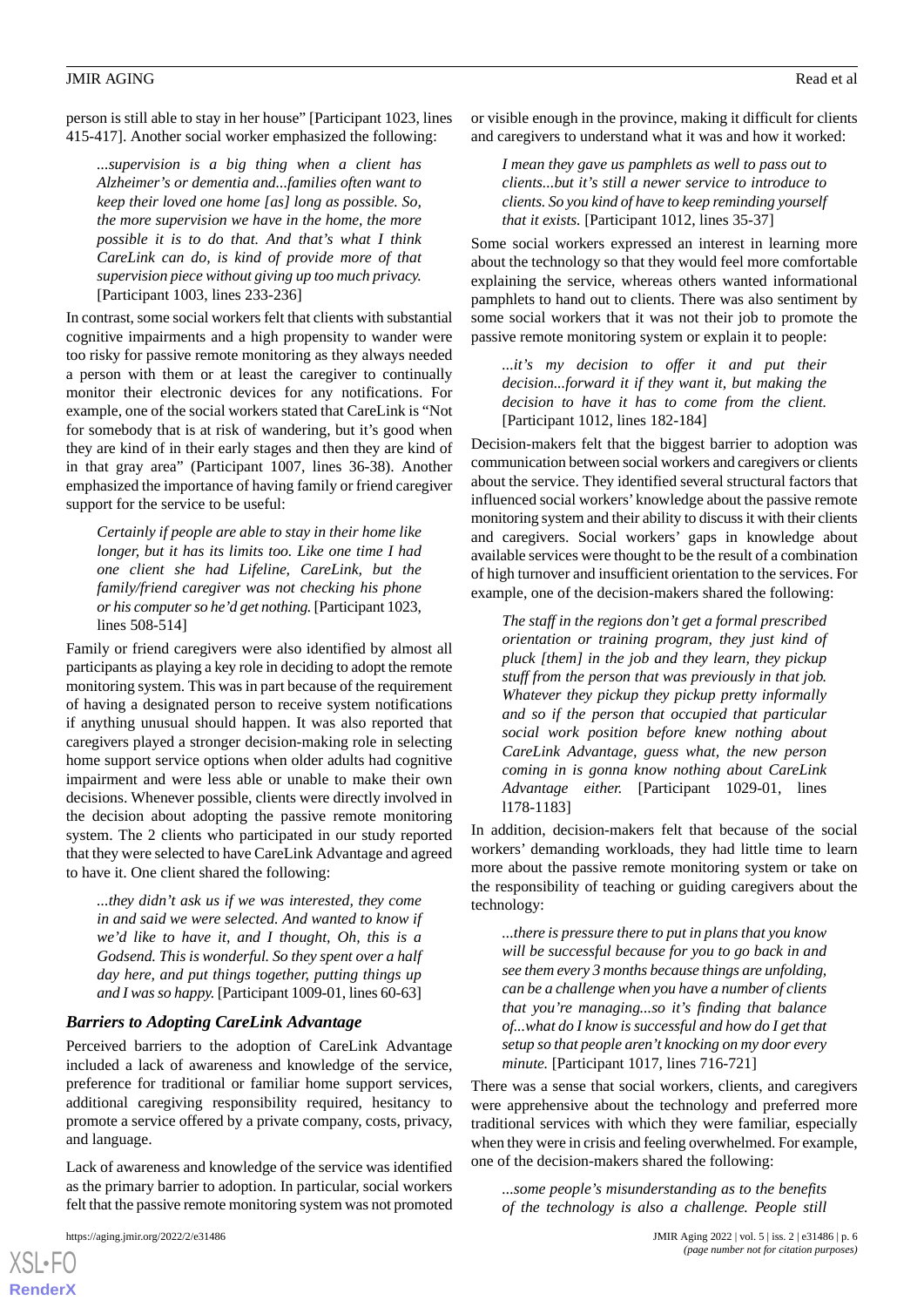person is still able to stay in her house" [Participant 1023, lines 415-417]. Another social worker emphasized the following:

> *...supervision is a big thing when a client has Alzheimer's or dementia and...families often want to keep their loved one home [as] long as possible. So, the more supervision we have in the home, the more possible it is to do that. And that's what I think CareLink can do, is kind of provide more of that supervision piece without giving up too much privacy.* [Participant 1003, lines 233-236]

In contrast, some social workers felt that clients with substantial cognitive impairments and a high propensity to wander were too risky for passive remote monitoring as they always needed a person with them or at least the caregiver to continually monitor their electronic devices for any notifications. For example, one of the social workers stated that CareLink is "Not for somebody that is at risk of wandering, but it's good when they are kind of in their early stages and then they are kind of in that gray area" (Participant 1007, lines 36-38). Another emphasized the importance of having family or friend caregiver support for the service to be useful:

> *Certainly if people are able to stay in their home like longer, but it has its limits too. Like one time I had one client she had Lifeline, CareLink, but the family/friend caregiver was not checking his phone or his computer so he'd get nothing.* [Participant 1023, lines 508-514]

Family or friend caregivers were also identified by almost all participants as playing a key role in deciding to adopt the remote monitoring system. This was in part because of the requirement of having a designated person to receive system notifications if anything unusual should happen. It was also reported that caregivers played a stronger decision-making role in selecting home support service options when older adults had cognitive impairment and were less able or unable to make their own decisions. Whenever possible, clients were directly involved in the decision about adopting the passive remote monitoring system. The 2 clients who participated in our study reported that they were selected to have CareLink Advantage and agreed to have it. One client shared the following:

> *...they didn't ask us if we was interested, they come in and said we were selected. And wanted to know if we'd like to have it, and I thought, Oh, this is a Godsend. This is wonderful. So they spent over a half day here, and put things together, putting things up and I was so happy.* [Participant 1009-01, lines 60-63]

### Barriers to Adopting CareLink Advantage

Perceived barriers to the adoption of CareLink Advantage included a lack of awareness and knowledge of the service, preference for traditional or familiar home support services, additional caregiving responsibility required, hesitancy to promote a service offered by a private company, costs, privacy, and language.

Lack of awareness and knowledge of the service was identified as the primary barrier to adoption. In particular, social workers felt that the passive remote monitoring system was not promoted or visible enough in the province, making it difficult for clients and caregivers to understand what it was and how it worked:

> *I mean they gave us pamphlets as well to pass out to clients...but it's still a newer service to introduce to clients. So you kind of have to keep reminding yourself that it exists.* [Participant 1012, lines 35-37]

Some social workers expressed an interest in learning more about the technology so that they would feel more comfortable explaining the service, whereas others wanted informational pamphlets to hand out to clients. There was also sentiment by some social workers that it was not their job to promote the passive remote monitoring system or explain it to people:

> *...it's my decision to offer it and put their decision...forward it if they want it, but making the decision to have it has to come from the client.* [Participant 1012, lines 182-184]

Decision-makers felt that the biggest barrier to adoption was communication between social workers and caregivers or clients about the service. They identified several structural factors that influenced social workers' knowledge about the passive remote monitoring system and their ability to discuss it with their clients and caregivers. Social workers' gaps in knowledge about available services were thought to be the result of a combination of high turnover and insufficient orientation to the services. For example, one of the decision-makers shared the following:

> *The staff in the regions don't get a formal prescribed orientation or training program, they just kind of pluck [them] in the job and they learn, they pickup stuff from the person that was previously in that job. Whatever they pickup they pickup pretty informally and so if the person that occupied that particular social work position before knew nothing about CareLink Advantage, guess what, the new person coming in is gonna know nothing about CareLink Advantage either.* [Participant 1029-01, lines l178-1183]

In addition, decision-makers felt that because of the social workers' demanding workloads, they had little time to learn more about the passive remote monitoring system or take on the responsibility of teaching or guiding caregivers about the technology:

> *...there is pressure there to put in plans that you know will be successful because for you to go back in and see them every 3 months because things are unfolding, can be a challenge when you have a number of clients that you're managing...so it's finding that balance of...what do I know is successful and how do I get that setup so that people aren't knocking on my door every minute.* [Participant 1017, lines 716-721]

There was a sense that social workers, clients, and caregivers were apprehensive about the technology and preferred more traditional services with which they were familiar, especially when they were in crisis and feeling overwhelmed. For example, one of the decision-makers shared the following:

> *...some people's misunderstanding as to the benefits of the technology is also a challenge. People still*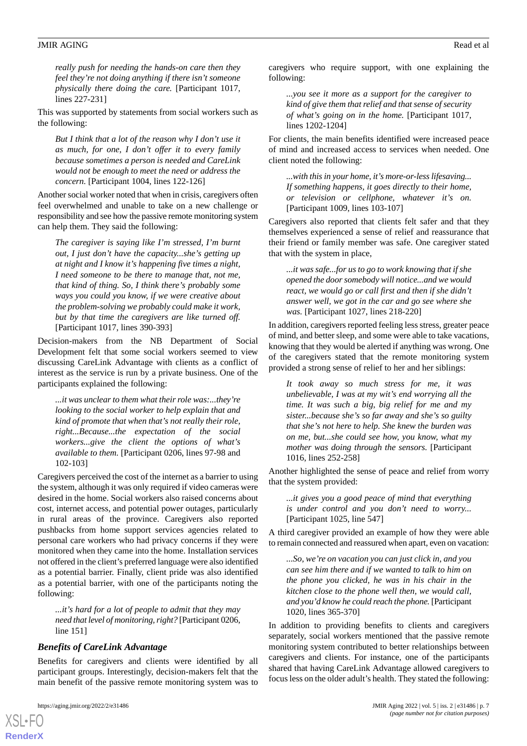*really push for needing the hands-on care then they feel they're not doing anything if there isn't someone physically there doing the care.* [Participant 1017, lines 227-231]

This was supported by statements from social workers such as the following:

> *But I think that a lot of the reason why I don't use it as much, for one, I don't offer it to every family because sometimes a person is needed and CareLink would not be enough to meet the need or address the concern.* [Participant 1004, lines 122-126]

Another social worker noted that when in crisis, caregivers often feel overwhelmed and unable to take on a new challenge or responsibility and see how the passive remote monitoring system can help them. They said the following:

> *The caregiver is saying like I'm stressed, I'm burnt out, I just don't have the capacity...she's getting up at night and I know it's happening five times a night, I need someone to be there to manage that, not me, that kind of thing. So, I think there's probably some ways you could you know, if we were creative about the problem-solving we probably could make it work, but by that time the caregivers are like turned off.* [Participant 1017, lines 390-393]

Decision-makers from the NB Department of Social Development felt that some social workers seemed to view discussing CareLink Advantage with clients as a conflict of interest as the service is run by a private business. One of the participants explained the following:

> *...it was unclear to them what their role was:...they're looking to the social worker to help explain that and kind of promote that when that's not really their role, right...Because...the expectation of the social workers...give the client the options of what's available to them.* [Participant 0206, lines 97-98 and 102-103]

Caregivers perceived the cost of the internet as a barrier to using the system, although it was only required if video cameras were desired in the home. Social workers also raised concerns about cost, internet access, and potential power outages, particularly in rural areas of the province. Caregivers also reported pushbacks from home support services agencies related to personal care workers who had privacy concerns if they were monitored when they came into the home. Installation services not offered in the client's preferred language were also identified as a potential barrier. Finally, client pride was also identified as a potential barrier, with one of the participants noting the following:

> *...it's hard for a lot of people to admit that they may need that level of monitoring, right?* [Participant 0206, line 151]

### Benefits of CareLink Advantage

Benefits for caregivers and clients were identified by all participant groups. Interestingly, decision-makers felt that the main benefit of the passive remote monitoring system was to caregivers who require support, with one explaining the following:

> *...you see it more as a support for the caregiver to kind of give them that relief and that sense of security of what's going on in the home.* [Participant 1017, lines 1202-1204]

For clients, the main benefits identified were increased peace of mind and increased access to services when needed. One client noted the following:

> *...with this in your home, it's more-or-less lifesaving... If something happens, it goes directly to their home, or television or cellphone, whatever it's on.* [Participant 1009, lines 103-107]

Caregivers also reported that clients felt safer and that they themselves experienced a sense of relief and reassurance that their friend or family member was safe. One caregiver stated that with the system in place,

> *...it was safe...for us to go to work knowing that if she opened the door somebody will notice...and we would react, we would go or call first and then if she didn't answer well, we got in the car and go see where she was.* [Participant 1027, lines 218-220]

In addition, caregivers reported feeling less stress, greater peace of mind, and better sleep, and some were able to take vacations, knowing that they would be alerted if anything was wrong. One of the caregivers stated that the remote monitoring system provided a strong sense of relief to her and her siblings:

> *It took away so much stress for me, it was unbelievable, I was at my wit's end worrying all the time. It was such a big, big relief for me and my sister...because she's so far away and she's so guilty that she's not here to help. She knew the burden was on me, but...she could see how, you know, what my mother was doing through the sensors.* [Participant 1016, lines 252-258]

Another highlighted the sense of peace and relief from worry that the system provided:

> *...it gives you a good peace of mind that everything is under control and you don't need to worry...* [Participant 1025, line 547]

A third caregiver provided an example of how they were able to remain connected and reassured when apart, even on vacation:

> *...So, we're on vacation you can just click in, and you can see him there and if we wanted to talk to him on the phone you clicked, he was in his chair in the kitchen close to the phone well then, we would call, and you'd know he could reach the phone.* [Participant 1020, lines 365-370]

In addition to providing benefits to clients and caregivers separately, social workers mentioned that the passive remote monitoring system contributed to better relationships between caregivers and clients. For instance, one of the participants shared that having CareLink Advantage allowed caregivers to focus less on the older adult's health. They stated the following: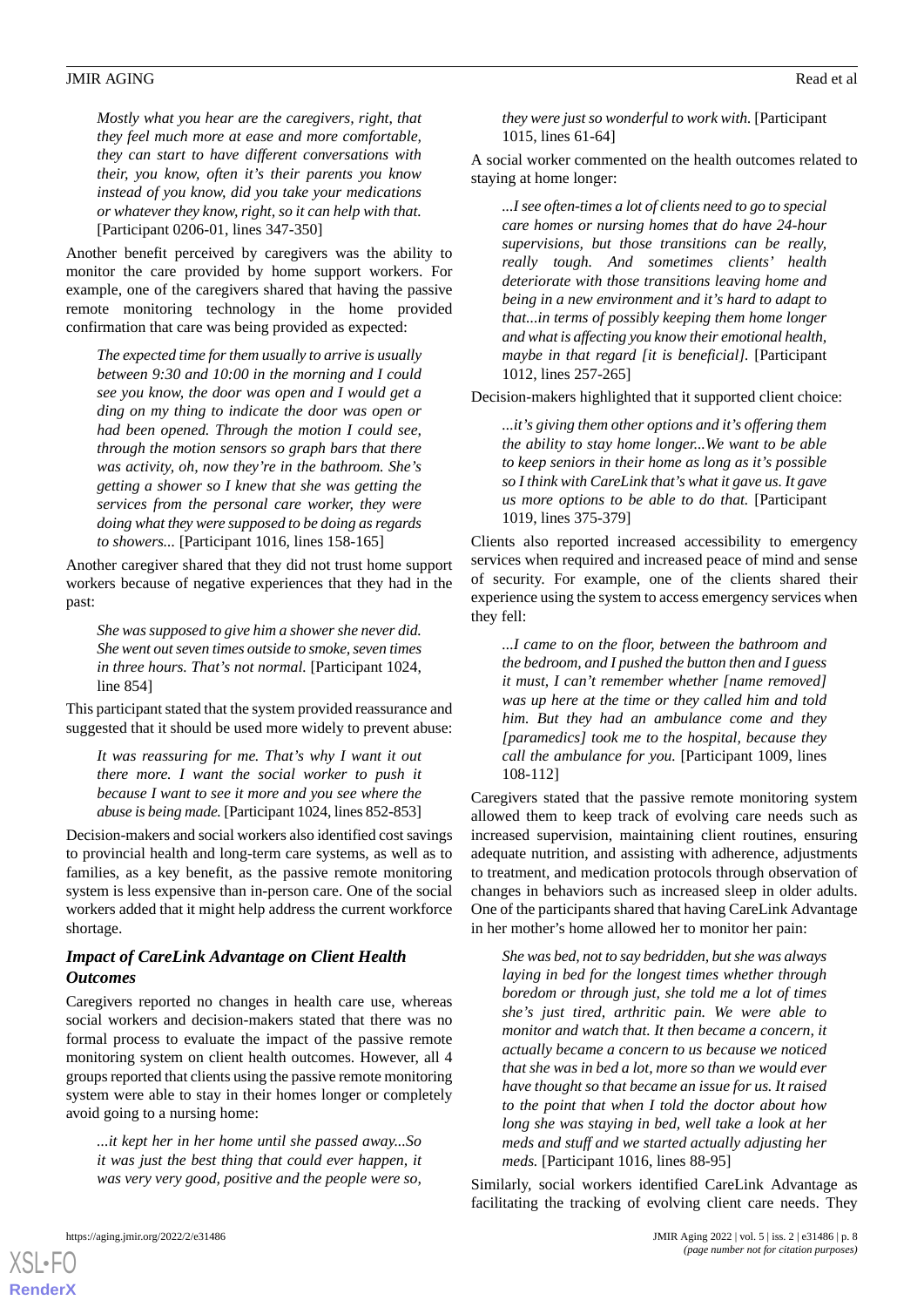> *Mostly what you hear are the caregivers, right, that they feel much more at ease and more comfortable, they can start to have different conversations with their, you know, often it's their parents you know instead of you know, did you take your medications or whatever they know, right, so it can help with that.* [Participant 0206-01, lines 347-350]

Another benefit perceived by caregivers was the ability to monitor the care provided by home support workers. For example, one of the caregivers shared that having the passive remote monitoring technology in the home provided confirmation that care was being provided as expected:

> *The expected time for them usually to arrive is usually between 9:30 and 10:00 in the morning and I could see you know, the door was open and I would get a ding on my thing to indicate the door was open or had been opened. Through the motion I could see, through the motion sensors so graph bars that there was activity, oh, now they're in the bathroom. She's getting a shower so I knew that she was getting the services from the personal care worker, they were doing what they were supposed to be doing as regards to showers...* [Participant 1016, lines 158-165]

Another caregiver shared that they did not trust home support workers because of negative experiences that they had in the past:

> *She was supposed to give him a shower she never did. She went out seven times outside to smoke, seven times in three hours. That's not normal.* [Participant 1024, line 854]

This participant stated that the system provided reassurance and suggested that it should be used more widely to prevent abuse:

> *It was reassuring for me. That's why I want it out there more. I want the social worker to push it because I want to see it more and you see where the abuse is being made.* [Participant 1024, lines 852-853]

Decision-makers and social workers also identified cost savings to provincial health and long-term care systems, as well as to families, as a key benefit, as the passive remote monitoring system is less expensive than in-person care. One of the social workers added that it might help address the current workforce shortage.

### Impact of CareLink Advantage on Client Health Outcomes

Caregivers reported no changes in health care use, whereas social workers and decision-makers stated that there was no formal process to evaluate the impact of the passive remote monitoring system on client health outcomes. However, all 4 groups reported that clients using the passive remote monitoring system were able to stay in their homes longer or completely avoid going to a nursing home:

> *...it kept her in her home until she passed away...So it was just the best thing that could ever happen, it was very very good, positive and the people were so, they were just so wonderful to work with.* [Participant 1015, lines 61-64]

A social worker commented on the health outcomes related to staying at home longer:

> *...I see often-times a lot of clients need to go to special care homes or nursing homes that do have 24-hour supervisions, but those transitions can be really, really tough. And sometimes clients' health deteriorate with those transitions leaving home and being in a new environment and it's hard to adapt to that...in terms of possibly keeping them home longer and what is affecting you know their emotional health, maybe in that regard [it is beneficial].* [Participant 1012, lines 257-265]

Decision-makers highlighted that it supported client choice:

> *...it's giving them other options and it's offering them the ability to stay home longer...We want to be able to keep seniors in their home as long as it's possible so I think with CareLink that's what it gave us. It gave us more options to be able to do that.* [Participant 1019, lines 375-379]

Clients also reported increased accessibility to emergency services when required and increased peace of mind and sense of security. For example, one of the clients shared their experience using the system to access emergency services when they fell:

> *...I came to on the floor, between the bathroom and the bedroom, and I pushed the button then and I guess it must, I can't remember whether [name removed] was up here at the time or they called him and told him. But they had an ambulance come and they [paramedics] took me to the hospital, because they call the ambulance for you.* [Participant 1009, lines 108-112]

Caregivers stated that the passive remote monitoring system allowed them to keep track of evolving care needs such as increased supervision, maintaining client routines, ensuring adequate nutrition, and assisting with adherence, adjustments to treatment, and medication protocols through observation of changes in behaviors such as increased sleep in older adults. One of the participants shared that having CareLink Advantage in her mother's home allowed her to monitor her pain:

> *She was bed, not to say bedridden, but she was always laying in bed for the longest times whether through boredom or through just, she told me a lot of times she's just tired, arthritic pain. We were able to monitor and watch that. It then became a concern, it actually became a concern to us because we noticed that she was in bed a lot, more so than we would ever have thought so that became an issue for us. It raised to the point that when I told the doctor about how long she was staying in bed, well take a look at her meds and stuff and we started actually adjusting her meds.* [Participant 1016, lines 88-95]

Similarly, social workers identified CareLink Advantage as facilitating the tracking of evolving client care needs. They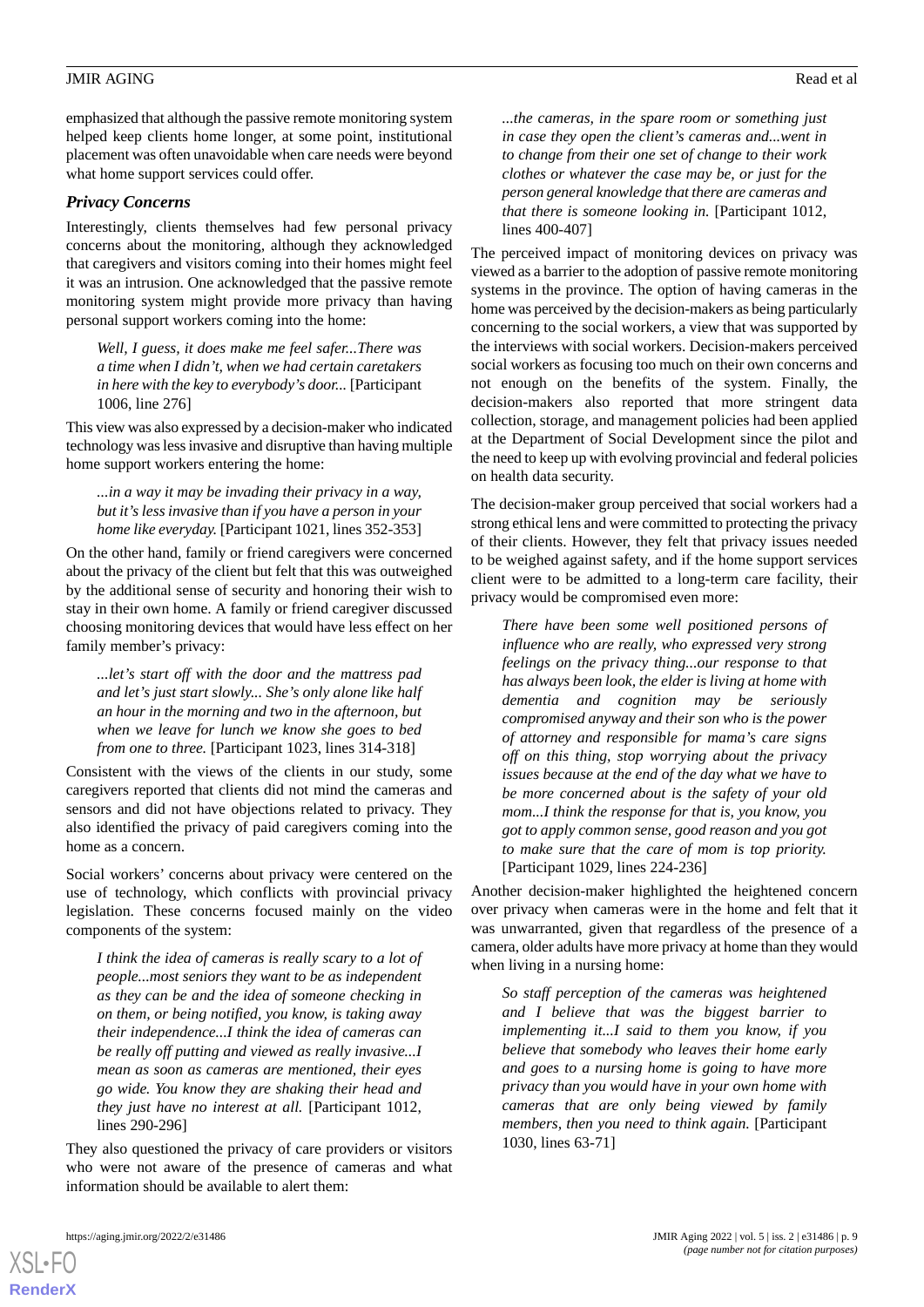emphasized that although the passive remote monitoring system helped keep clients home longer, at some point, institutional placement was often unavoidable when care needs were beyond what home support services could offer.

### *Privacy Concerns*

Interestingly, clients themselves had few personal privacy concerns about the monitoring, although they acknowledged that caregivers and visitors coming into their homes might feel it was an intrusion. One acknowledged that the passive remote monitoring system might provide more privacy than having personal support workers coming into the home:

> *Well, I guess, it does make me feel safer...There was a time when I didn't, when we had certain caretakers in here with the key to everybody's door...* [Participant 1006, line 276]

This view was also expressed by a decision-maker who indicated technology was less invasive and disruptive than having multiple home support workers entering the home:

> *...in a way it may be invading their privacy in a way, but it's less invasive than if you have a person in your home like everyday.* [Participant 1021, lines 352-353]

On the other hand, family or friend caregivers were concerned about the privacy of the client but felt that this was outweighed by the additional sense of security and honoring their wish to stay in their own home. A family or friend caregiver discussed choosing monitoring devices that would have less effect on her family member's privacy:

> *...let's start off with the door and the mattress pad and let's just start slowly... She's only alone like half an hour in the morning and two in the afternoon, but when we leave for lunch we know she goes to bed from one to three.* [Participant 1023, lines 314-318]

Consistent with the views of the clients in our study, some caregivers reported that clients did not mind the cameras and sensors and did not have objections related to privacy. They also identified the privacy of paid caregivers coming into the home as a concern.

Social workers' concerns about privacy were centered on the use of technology, which conflicts with provincial privacy legislation. These concerns focused mainly on the video components of the system:

> *I think the idea of cameras is really scary to a lot of people...most seniors they want to be as independent as they can be and the idea of someone checking in on them, or being notified, you know, is taking away their independence...I think the idea of cameras can be really off putting and viewed as really invasive...I mean as soon as cameras are mentioned, their eyes go wide. You know they are shaking their head and they just have no interest at all.* [Participant 1012, lines 290-296]

They also questioned the privacy of care providers or visitors who were not aware of the presence of cameras and what information should be available to alert them:

> *...the cameras, in the spare room or something just in case they open the client's cameras and...went in to change from their one set of clothing to their work clothes or whatever the case may be, or just for the person general knowledge that there are cameras and that there is someone looking in.* [Participant 1012, lines 400-407]

The perceived impact of monitoring devices on privacy was viewed as a barrier to the adoption of passive remote monitoring systems in the province. The option of having cameras in the home was perceived by the decision-makers as being particularly concerning to the social workers, a view that was supported by the interviews with social workers. Decision-makers perceived social workers as focusing too much on their own concerns and not enough on the benefits of the system. Finally, the decision-makers also reported that more stringent data collection, storage, and management policies had been applied at the Department of Social Development since the pilot and the need to keep up with evolving provincial and federal policies on health data security.

The decision-maker group perceived that social workers had a strong ethical lens and were committed to protecting the privacy of their clients. However, they felt that privacy issues needed to be weighed against safety, and if the home support services client were to be admitted to a long-term care facility, their privacy would be compromised even more:

> *There have been some well positioned persons of influence who are really, who expressed very strong feelings on the privacy thing...our response to that has always been look, the elder is living at home with dementia and cognition may be seriously compromised anyway and their son who is the power of attorney and responsible for mama's care signs off on this thing, stop worrying about the privacy issues because at the end of the day what we have to be more concerned about is the safety of your old mom...I think the response for that is, you know, you got to apply common sense, good reason and you got to make sure that the care of mom is top priority.* [Participant 1029, lines 224-236]

Another decision-maker highlighted the heightened concern over privacy when cameras were in the home and felt that it was unwarranted, given that regardless of the presence of a camera, older adults have more privacy at home than they would when living in a nursing home:

> *So staff perception of the cameras was heightened and I believe that was the biggest barrier to implementing it...I said to them you know, if you believe that somebody who leaves their home early and goes to a nursing home is going to have more privacy than you would have in your own home with cameras that are only being viewed by family members, then you need to think again.* [Participant 1030, lines 63-71]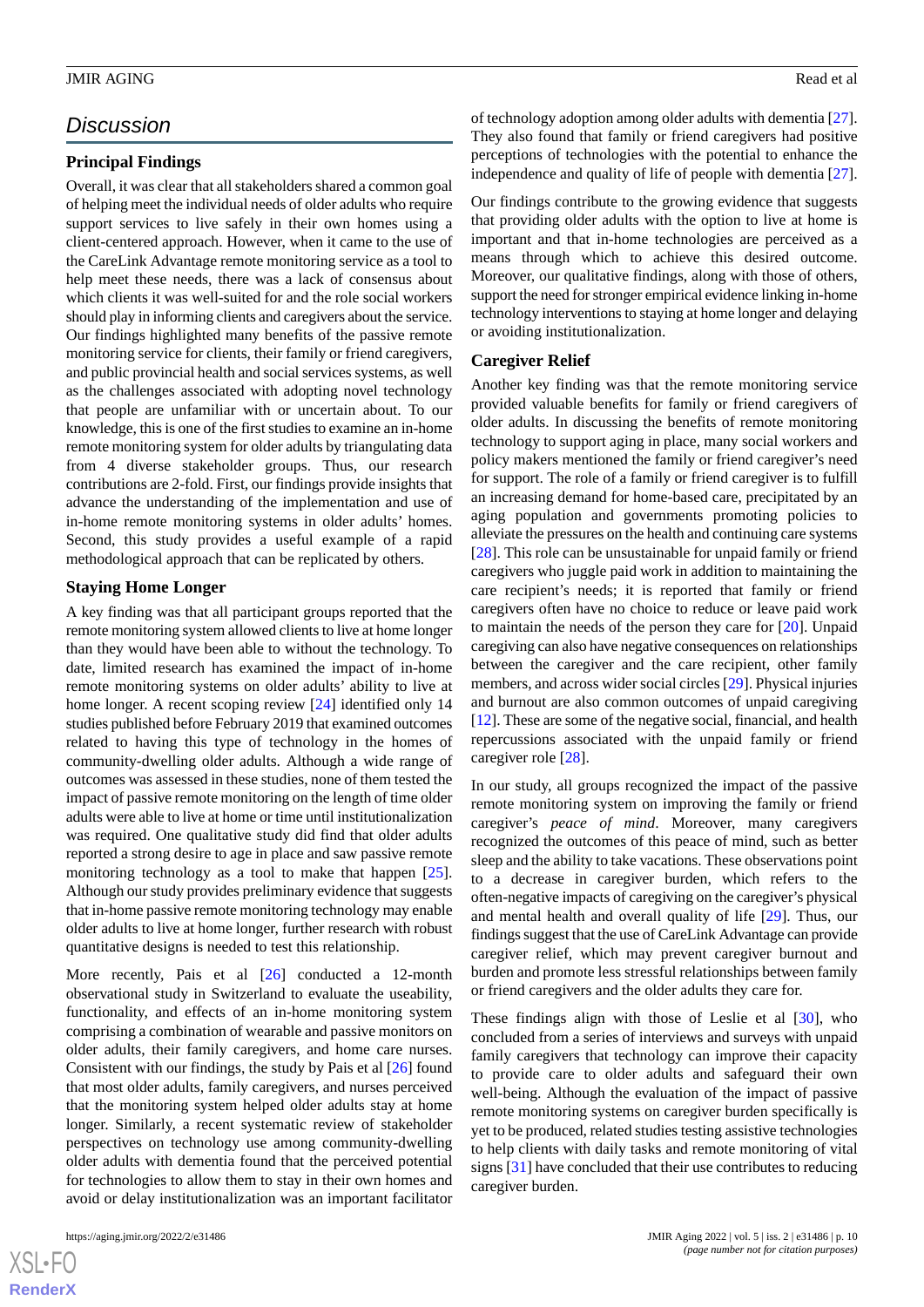## Discussion

### Principal Findings

Overall, it was clear that all stakeholders shared a common goal of helping meet the individual needs of older adults who require support services to live safely in their own homes using a client-centered approach. However, when it came to the use of the CareLink Advantage remote monitoring service as a tool to help meet these needs, there was a lack of consensus about which clients it was well-suited for and the role social workers should play in informing clients and caregivers about the service. Our findings highlighted many benefits of the passive remote monitoring service for clients, their family or friend caregivers, and public provincial health and social services systems, as well as the challenges associated with adopting novel technology that people are unfamiliar with or uncertain about. To our knowledge, this is one of the first studies to examine an in-home remote monitoring system for older adults by triangulating data from 4 diverse stakeholder groups. Thus, our research contributions are 2-fold. First, our findings provide insights that advance the understanding of the implementation and use of in-home remote monitoring systems in older adults' homes. Second, this study provides a useful example of a rapid methodological approach that can be replicated by others.

### Staying Home Longer

A key finding was that all participant groups reported that the remote monitoring system allowed clients to live at home longer than they would have been able to without the technology. To date, limited research has examined the impact of in-home remote monitoring systems on older adults' ability to live at home longer. A recent scoping review [24] identified only 14 studies published before February 2019 that examined outcomes related to having this type of technology in the homes of community-dwelling older adults. Although a wide range of outcomes was assessed in these studies, none of them tested the impact of passive remote monitoring on the length of time older adults were able to live at home or time until institutionalization was required. One qualitative study did find that older adults reported a strong desire to age in place and saw passive remote monitoring technology as a tool to make that happen [25]. Although our study provides preliminary evidence that suggests that in-home passive remote monitoring technology may enable older adults to live at home longer, further research with robust quantitative designs is needed to test this relationship.

More recently, Pais et al [26] conducted a 12-month observational study in Switzerland to evaluate the useability, functionality, and effects of an in-home monitoring system comprising a combination of wearable and passive monitors on older adults, their family caregivers, and home care nurses. Consistent with our findings, the study by Pais et al [26] found that most older adults, family caregivers, and nurses perceived that the monitoring system helped older adults stay at home longer. Similarly, a recent systematic review of stakeholder perspectives on technology use among community-dwelling older adults with dementia found that the perceived potential for technologies to allow them to stay in their own homes and avoid or delay institutionalization was an important facilitator of technology adoption among older adults with dementia [27]. They also found that family or friend caregivers had positive perceptions of technologies with the potential to enhance the independence and quality of life of people with dementia [27].

Our findings contribute to the growing evidence that suggests that providing older adults with the option to live at home is important and that in-home technologies are perceived as a means through which to achieve this desired outcome. Moreover, our qualitative findings, along with those of others, support the need for stronger empirical evidence linking in-home technology interventions to staying at home longer and delaying or avoiding institutionalization.

### Caregiver Relief

Another key finding was that the remote monitoring service provided valuable benefits for family or friend caregivers of older adults. In discussing the benefits of remote monitoring technology to support aging in place, many social workers and policy makers mentioned the family or friend caregiver's need for support. The role of a family or friend caregiver is to fulfill an increasing demand for home-based care, precipitated by an aging population and governments promoting policies to alleviate the pressures on the health and continuing care systems [28]. This role can be unsustainable for unpaid family or friend caregivers who juggle paid work in addition to maintaining the care recipient's needs; it is reported that family or friend caregivers often have no choice to reduce or leave paid work to maintain the needs of the person they care for [20]. Unpaid caregiving can also have negative consequences on relationships between the caregiver and the care recipient, other family members, and across wider social circles [29]. Physical injuries and burnout are also common outcomes of unpaid caregiving [12]. These are some of the negative social, financial, and health repercussions associated with the unpaid family or friend caregiver role [28].

In our study, all groups recognized the impact of the passive remote monitoring system on improving the family or friend caregiver's *peace of mind*. Moreover, many caregivers recognized the outcomes of this peace of mind, such as better sleep and the ability to take vacations. These observations point to a decrease in caregiver burden, which refers to the often-negative impacts of caregiving on the caregiver's physical and mental health and overall quality of life [29]. Thus, our findings suggest that the use of CareLink Advantage can provide caregiver relief, which may prevent caregiver burnout and burden and promote less stressful relationships between family or friend caregivers and the older adults they care for.

These findings align with those of Leslie et al [30], who concluded from a series of interviews and surveys with unpaid family caregivers that technology can improve their capacity to provide care to older adults and safeguard their own well-being. Although the evaluation of the impact of passive remote monitoring systems on caregiver burden specifically is yet to be produced, related studies testing assistive technologies to help clients with daily tasks and remote monitoring of vital signs [31] have concluded that their use contributes to reducing caregiver burden.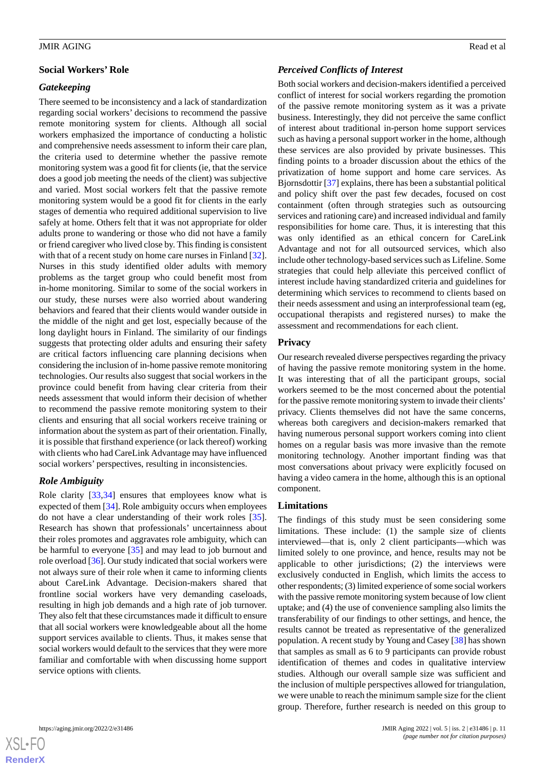## Social Workers' Role

### Gatekeeping

There seemed to be inconsistency and a lack of standardization regarding social workers' decisions to recommend the passive remote monitoring system for clients. Although all social workers emphasized the importance of conducting a holistic and comprehensive needs assessment to inform their care plan, the criteria used to determine whether the passive remote monitoring system was a good fit for clients (ie, that the service does a good job meeting the needs of the client) was subjective and varied. Most social workers felt that the passive remote monitoring system would be a good fit for clients in the early stages of dementia who required additional supervision to live safely at home. Others felt that it was not appropriate for older adults prone to wandering or those who did not have a family or friend caregiver who lived close by. This finding is consistent with that of a recent study on home care nurses in Finland [32]. Nurses in this study identified older adults with memory problems as the target group who could benefit most from in-home monitoring. Similar to some of the social workers in our study, these nurses were also worried about wandering behaviors and feared that their clients would wander outside in the middle of the night and get lost, especially because of the long daylight hours in Finland. The similarity of our findings suggests that protecting older adults and ensuring their safety are critical factors influencing care planning decisions when considering the inclusion of in-home passive remote monitoring technologies. Our results also suggest that social workers in the province could benefit from having clear criteria from their needs assessment that would inform their decision of whether to recommend the passive remote monitoring system to their clients and ensuring that all social workers receive training or information about the system as part of their orientation. Finally, it is possible that firsthand experience (or lack thereof) working with clients who had CareLink Advantage may have influenced social workers' perspectives, resulting in inconsistencies.

### Role Ambiguity

Role clarity [33,34] ensures that employees know what is expected of them [34]. Role ambiguity occurs when employees do not have a clear understanding of their work roles [35]. Research has shown that professionals' uncertainness about their roles promotes and aggravates role ambiguity, which can be harmful to everyone [35] and may lead to job burnout and role overload [36]. Our study indicated that social workers were not always sure of their role when it came to informing clients about CareLink Advantage. Decision-makers shared that frontline social workers have very demanding caseloads, resulting in high job demands and a high rate of job turnover. They also felt that these circumstances made it difficult to ensure that all social workers were knowledgeable about all the home support services available to clients. Thus, it makes sense that social workers would default to the services that they were more familiar and comfortable with when discussing home support service options with clients.

### Perceived Conflicts of Interest

Both social workers and decision-makers identified a perceived conflict of interest for social workers regarding the promotion of the passive remote monitoring system as it was a private business. Interestingly, they did not perceive the same conflict of interest about traditional in-person home support services such as having a personal support worker in the home, although these services are also provided by private businesses. This finding points to a broader discussion about the ethics of the privatization of home support and home care services. As Bjornsdottir [37] explains, there has been a substantial political and policy shift over the past few decades, focused on cost containment (often through strategies such as outsourcing services and rationing care) and increased individual and family responsibilities for home care. Thus, it is interesting that this was only identified as an ethical concern for CareLink Advantage and not for all outsourced services, which also include other technology-based services such as Lifeline. Some strategies that could help alleviate this perceived conflict of interest include having standardized criteria and guidelines for determining which services to recommend to clients based on their needs assessment and using an interprofessional team (eg, occupational therapists and registered nurses) to make the assessment and recommendations for each client.

## Privacy

Our research revealed diverse perspectives regarding the privacy of having the passive remote monitoring system in the home. It was interesting that of all the participant groups, social workers seemed to be the most concerned about the potential for the passive remote monitoring system to invade their clients' privacy. Clients themselves did not have the same concerns, whereas both caregivers and decision-makers remarked that having numerous personal support workers coming into client homes on a regular basis was more invasive than the remote monitoring technology. Another important finding was that most conversations about privacy were explicitly focused on having a video camera in the home, although this is an optional component.

## Limitations

The findings of this study must be seen considering some limitations. These include: (1) the sample size of clients interviewed—that is, only 2 client participants—which was limited solely to one province, and hence, results may not be applicable to other jurisdictions; (2) the interviews were exclusively conducted in English, which limits the access to other respondents; (3) limited experience of some social workers with the passive remote monitoring system because of low client uptake; and (4) the use of convenience sampling also limits the transferability of our findings to other settings, and hence, the results cannot be treated as representative of the generalized population. A recent study by Young and Casey [38] has shown that samples as small as 6 to 9 participants can provide robust identification of themes and codes in qualitative interview studies. Although our overall sample size was sufficient and the inclusion of multiple perspectives allowed for triangulation, we were unable to reach the minimum sample size for the client group. Therefore, further research is needed on this group to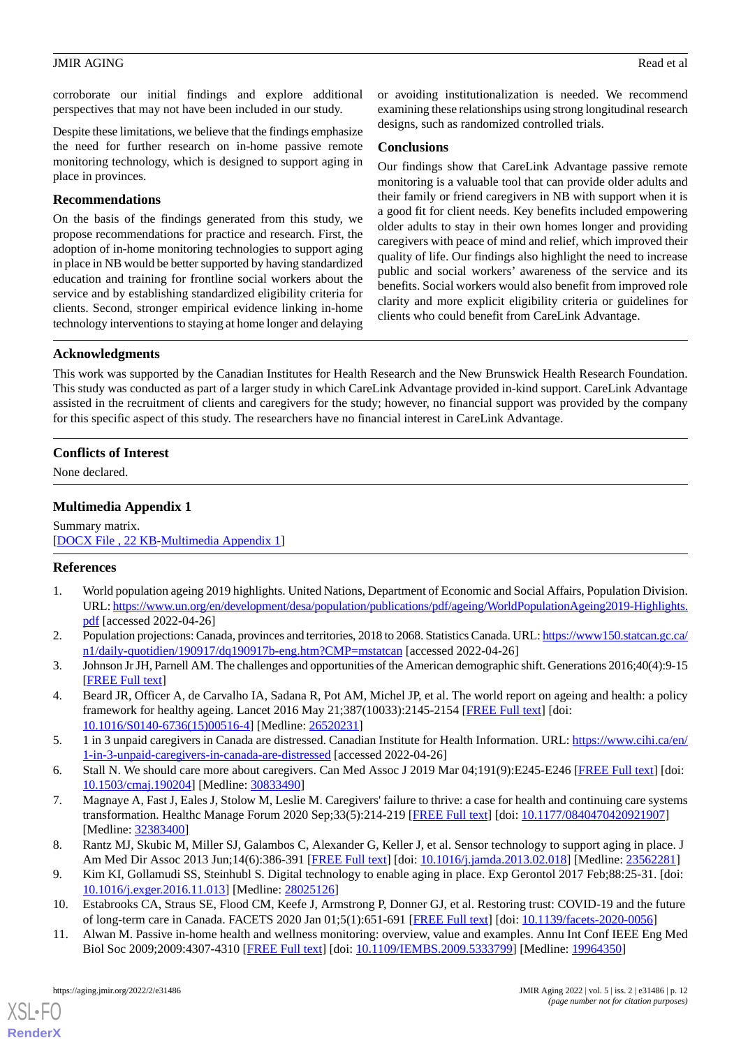corroborate our initial findings and explore additional perspectives that may not have been included in our study.

Despite these limitations, we believe that the findings emphasize the need for further research on in-home passive remote monitoring technology, which is designed to support aging in place in provinces.

### Recommendations

On the basis of the findings generated from this study, we propose recommendations for practice and research. First, the adoption of in-home monitoring technologies to support aging in place in NB would be better supported by having standardized education and training for frontline social workers about the service and by establishing standardized eligibility criteria for clients. Second, stronger empirical evidence linking in-home technology interventions to staying at home longer and delaying or avoiding institutionalization is needed. We recommend examining these relationships using strong longitudinal research designs, such as randomized controlled trials.

### Conclusions

Our findings show that CareLink Advantage passive remote monitoring is a valuable tool that can provide older adults and their family or friend caregivers in NB with support when it is a good fit for client needs. Key benefits included empowering older adults to stay in their own homes longer and providing caregivers with peace of mind and relief, which improved their quality of life. Our findings also highlight the need to increase public and social workers' awareness of the service and its benefits. Social workers would also benefit from improved role clarity and more explicit eligibility criteria or guidelines for clients who could benefit from CareLink Advantage.

## Acknowledgments

This work was supported by the Canadian Institutes for Health Research and the New Brunswick Health Research Foundation. This study was conducted as part of a larger study in which CareLink Advantage provided in-kind support. CareLink Advantage assisted in the recruitment of clients and caregivers for the study; however, no financial support was provided by the company for this specific aspect of this study. The researchers have no financial interest in CareLink Advantage.

## Conflicts of Interest

None declared.

## Multimedia Appendix 1

Summary matrix.
[DOCX File , 22 KB-Multimedia Appendix 1]

## References

1. World population ageing 2019 highlights. United Nations, Department of Economic and Social Affairs, Population Division. URL: https://www.un.org/en/development/desa/population/publications/pdf/ageing/WorldPopulationAgeing2019-Highlights.pdf [accessed 2022-04-26]
2. Population projections: Canada, provinces and territories, 2018 to 2068. Statistics Canada. URL: https://www150.statcan.gc.ca/n1/daily-quotidien/190917/dq190917b-eng.htm?CMP=mstatcan [accessed 2022-04-26]
3. Johnson Jr JH, Parnell AM. The challenges and opportunities of the American demographic shift. Generations 2016;40(4):9-15 [FREE Full text]
4. Beard JR, Officer A, de Carvalho IA, Sadana R, Pot AM, Michel JP, et al. The world report on ageing and health: a policy framework for healthy ageing. Lancet 2016 May 21;387(10033):2145-2154 [FREE Full text] [doi: 10.1016/S0140-6736(15)00516-4] [Medline: 26520231]
5. 1 in 3 unpaid caregivers in Canada are distressed. Canadian Institute for Health Information. URL: https://www.cihi.ca/en/1-in-3-unpaid-caregivers-in-canada-are-distressed [accessed 2022-04-26]
6. Stall N. We should care more about caregivers. Can Med Assoc J 2019 Mar 04;191(9):E245-E246 [FREE Full text] [doi: 10.1503/cmaj.190204] [Medline: 30833490]
7. Magnaye A, Fast J, Eales J, Stolow M, Leslie M. Caregivers' failure to thrive: a case for health and continuing care systems transformation. Healthc Manage Forum 2020 Sep;33(5):214-219 [FREE Full text] [doi: 10.1177/0840470420921907] [Medline: 32383400]
8. Rantz MJ, Skubic M, Miller SJ, Galambos C, Alexander G, Keller J, et al. Sensor technology to support aging in place. J Am Med Dir Assoc 2013 Jun;14(6):386-391 [FREE Full text] [doi: 10.1016/j.jamda.2013.02.018] [Medline: 23562281]
9. Kim KI, Gollamudi SS, Steinhubl S. Digital technology to enable aging in place. Exp Gerontol 2017 Feb;88:25-31. [doi: 10.1016/j.exger.2016.11.013] [Medline: 28025126]
10. Estabrooks CA, Straus SE, Flood CM, Keefe J, Armstrong P, Donner GJ, et al. Restoring trust: COVID-19 and the future of long-term care in Canada. FACETS 2020 Jan 01;5(1):651-691 [FREE Full text] [doi: 10.1139/facets-2020-0056]
11. Alwan M. Passive in-home health and wellness monitoring: overview, value and examples. Annu Int Conf IEEE Eng Med Biol Soc 2009;2009:4307-4310 [FREE Full text] [doi: 10.1109/IEMBS.2009.5333799] [Medline: 19964350]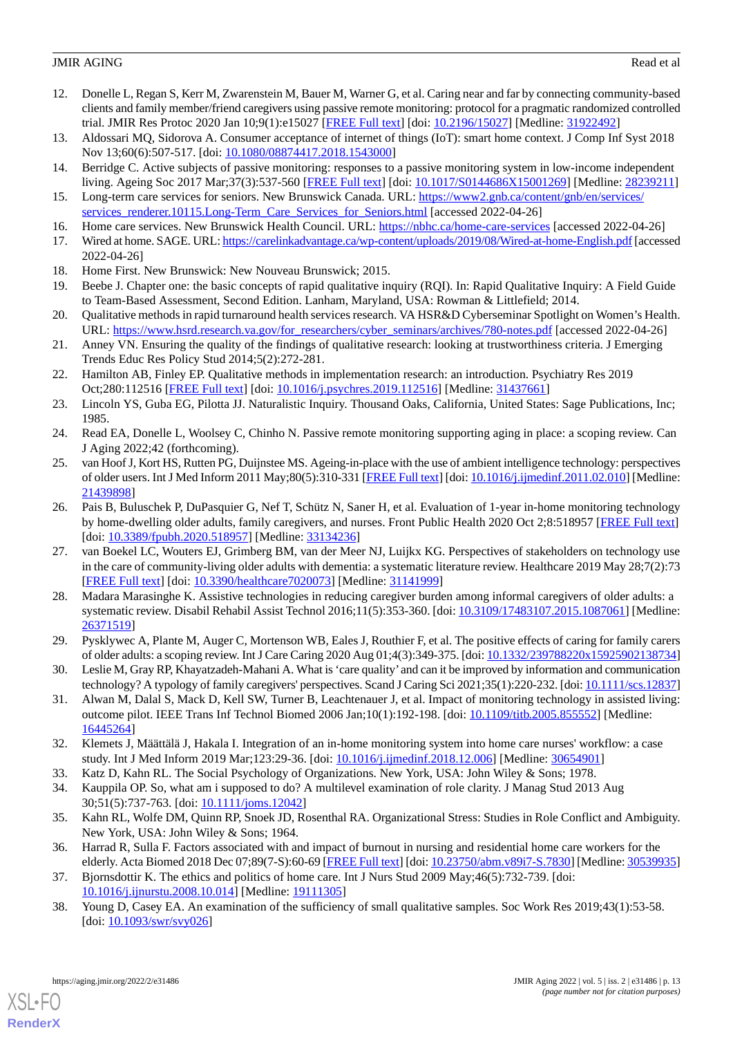12. Donelle L, Regan S, Kerr M, Zwarenstein M, Bauer M, Warner G, et al. Caring near and far by connecting community-based clients and family member/friend caregivers using passive remote monitoring: protocol for a pragmatic randomized controlled trial. JMIR Res Protoc 2020 Jan 10;9(1):e15027 [FREE Full text] [doi: 10.2196/15027] [Medline: 31922492]
13. Aldossari MQ, Sidorova A. Consumer acceptance of internet of things (IoT): smart home context. J Comp Inf Syst 2018 Nov 13;60(6):507-517. [doi: 10.1080/08874417.2018.1543000]
14. Berridge C. Active subjects of passive monitoring: responses to a passive monitoring system in low-income independent living. Ageing Soc 2017 Mar;37(3):537-560 [FREE Full text] [doi: 10.1017/S0144686X15001269] [Medline: 28239211]
15. Long-term care services for seniors. New Brunswick Canada. URL: https://www2.gnb.ca/content/gnb/en/services/services_renderer.10115.Long-Term_Care_Services_for_Seniors.html [accessed 2022-04-26]
16. Home care services. New Brunswick Health Council. URL: https://nbhc.ca/home-care-services [accessed 2022-04-26]
17. Wired at home. SAGE. URL: https://carelinkadvantage.ca/wp-content/uploads/2019/08/Wired-at-home-English.pdf [accessed 2022-04-26]
18. Home First. New Brunswick: New Nouveau Brunswick; 2015.
19. Beebe J. Chapter one: the basic concepts of rapid qualitative inquiry (RQI). In: Rapid Qualitative Inquiry: A Field Guide to Team-Based Assessment, Second Edition. Lanham, Maryland, USA: Rowman & Littlefield; 2014.
20. Qualitative methods in rapid turnaround health services research. VA HSR&D Cyberseminar Spotlight on Women's Health. URL: https://www.hsrd.research.va.gov/for_researchers/cyber_seminars/archives/780-notes.pdf [accessed 2022-04-26]
21. Anney VN. Ensuring the quality of the findings of qualitative research: looking at trustworthiness criteria. J Emerging Trends Educ Res Policy Stud 2014;5(2):272-281.
22. Hamilton AB, Finley EP. Qualitative methods in implementation research: an introduction. Psychiatry Res 2019 Oct;280:112516 [FREE Full text] [doi: 10.1016/j.psychres.2019.112516] [Medline: 31437661]
23. Lincoln YS, Guba EG, Pilotta JJ. Naturalistic Inquiry. Thousand Oaks, California, United States: Sage Publications, Inc; 1985.
24. Read EA, Donelle L, Woolsey C, Chinho N. Passive remote monitoring supporting aging in place: a scoping review. Can J Aging 2022;42 (forthcoming).
25. van Hoof J, Kort HS, Rutten PG, Duijnstee MS. Ageing-in-place with the use of ambient intelligence technology: perspectives of older users. Int J Med Inform 2011 May;80(5):310-331 [FREE Full text] [doi: 10.1016/j.ijmedinf.2011.02.010] [Medline: 21439898]
26. Pais B, Buluschek P, DuPasquier G, Nef T, Schütz N, Saner H, et al. Evaluation of 1-year in-home monitoring technology by home-dwelling older adults, family caregivers, and nurses. Front Public Health 2020 Oct 2;8:518957 [FREE Full text] [doi: 10.3389/fpubh.2020.518957] [Medline: 33134236]
27. van Boekel LC, Wouters EJ, Grimberg BM, van der Meer NJ, Luijkx KG. Perspectives of stakeholders on technology use in the care of community-living older adults with dementia: a systematic literature review. Healthcare 2019 May 28;7(2):73 [FREE Full text] [doi: 10.3390/healthcare7020073] [Medline: 31141999]
28. Madara Marasinghe K. Assistive technologies in reducing caregiver burden among informal caregivers of older adults: a systematic review. Disabil Rehabil Assist Technol 2016;11(5):353-360. [doi: 10.3109/17483107.2015.1087061] [Medline: 26371519]
29. Pysklywec A, Plante M, Auger C, Mortenson WB, Eales J, Routhier F, et al. The positive effects of caring for family carers of older adults: a scoping review. Int J Care Caring 2020 Aug 01;4(3):349-375. [doi: 10.1332/239788220x15925902138734]
30. Leslie M, Gray RP, Khayatzadeh-Mahani A. What is 'care quality' and can it be improved by information and communication technology? A typology of family caregivers' perspectives. Scand J Caring Sci 2021;35(1):220-232. [doi: 10.1111/scs.12837]
31. Alwan M, Dalal S, Mack D, Kell SW, Turner B, Leachtenauer J, et al. Impact of monitoring technology in assisted living: outcome pilot. IEEE Trans Inf Technol Biomed 2006 Jan;10(1):192-198. [doi: 10.1109/titb.2005.855552] [Medline: 16445264]
32. Klemets J, Määttälä J, Hakala I. Integration of an in-home monitoring system into home care nurses' workflow: a case study. Int J Med Inform 2019 Mar;123:29-36. [doi: 10.1016/j.ijmedinf.2018.12.006] [Medline: 30654901]
33. Katz D, Kahn RL. The Social Psychology of Organizations. New York, USA: John Wiley & Sons; 1978.
34. Kauppila OP. So, what am i supposed to do? A multilevel examination of role clarity. J Manag Stud 2013 Aug 30;51(5):737-763. [doi: 10.1111/joms.12042]
35. Kahn RL, Wolfe DM, Quinn RP, Snoek JD, Rosenthal RA. Organizational Stress: Studies in Role Conflict and Ambiguity. New York, USA: John Wiley & Sons; 1964.
36. Harrad R, Sulla F. Factors associated with and impact of burnout in nursing and residential home care workers for the elderly. Acta Biomed 2018 Dec 07;89(7-S):60-69 [FREE Full text] [doi: 10.23750/abm.v89i7-S.7830] [Medline: 30539935]
37. Bjornsdottir K. The ethics and politics of home care. Int J Nurs Stud 2009 May;46(5):732-739. [doi: 10.1016/j.ijnurstu.2008.10.014] [Medline: 19111305]
38. Young D, Casey EA. An examination of the sufficiency of small qualitative samples. Soc Work Res 2019;43(1):53-58. [doi: 10.1093/swr/svy026]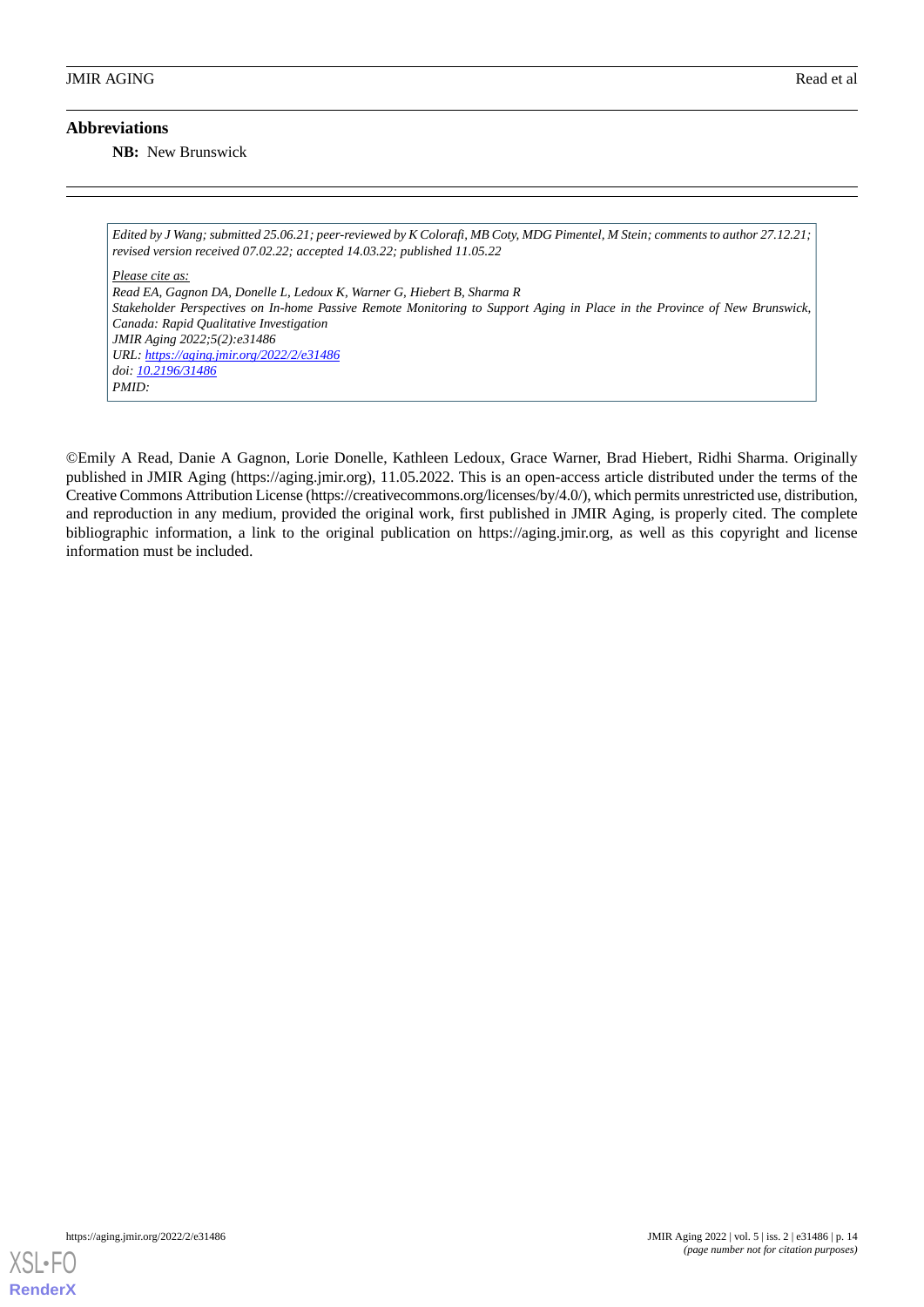## Abbreviations

**NB:** New Brunswick

---

*Edited by J Wang; submitted 25.06.21; peer-reviewed by K Colorafi, MB Coty, MDG Pimentel, M Stein; comments to author 27.12.21; revised version received 07.02.22; accepted 14.03.22; published 11.05.22*

*Please cite as:*
*Read EA, Gagnon DA, Donelle L, Ledoux K, Warner G, Hiebert B, Sharma R*
*Stakeholder Perspectives on In-home Passive Remote Monitoring to Support Aging in Place in the Province of New Brunswick, Canada: Rapid Qualitative Investigation*
*JMIR Aging 2022;5(2):e31486*
*URL: https://aging.jmir.org/2022/2/e31486*
*doi: 10.2196/31486*
*PMID:*

©Emily A Read, Danie A Gagnon, Lorie Donelle, Kathleen Ledoux, Grace Warner, Brad Hiebert, Ridhi Sharma. Originally published in JMIR Aging (https://aging.jmir.org), 11.05.2022. This is an open-access article distributed under the terms of the Creative Commons Attribution License (https://creativecommons.org/licenses/by/4.0/), which permits unrestricted use, distribution, and reproduction in any medium, provided the original work, first published in JMIR Aging, is properly cited. The complete bibliographic information, a link to the original publication on https://aging.jmir.org, as well as this copyright and license information must be included.